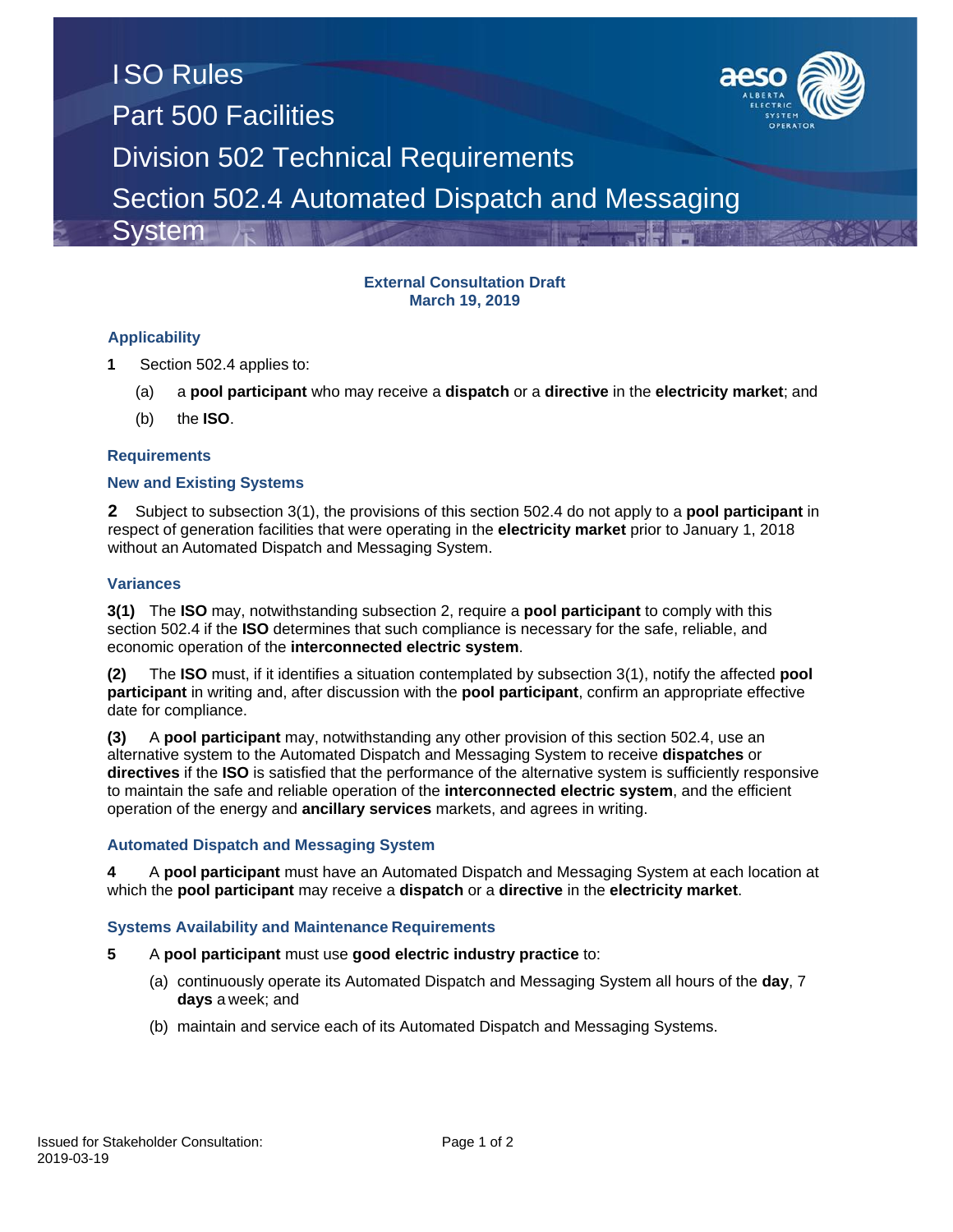# ISO Rules

# Part 500 Facilities

# Division 502 Technical Requirements

# Section 502.4 Automated Dispatch and Messaging System

**External Consultation Draft**
**March 19, 2019**

## Applicability

**1** Section 502.4 applies to:

(a) a **pool participant** who may receive a **dispatch** or a **directive** in the **electricity market**; and

(b) the **ISO**.

## Requirements

### New and Existing Systems

**2** Subject to subsection 3(1), the provisions of this section 502.4 do not apply to a **pool participant** in respect of generation facilities that were operating in the **electricity market** prior to January 1, 2018 without an Automated Dispatch and Messaging System.

### Variances

**3(1)** The **ISO** may, notwithstanding subsection 2, require a **pool participant** to comply with this section 502.4 if the **ISO** determines that such compliance is necessary for the safe, reliable, and economic operation of the **interconnected electric system**.

**(2)** The **ISO** must, if it identifies a situation contemplated by subsection 3(1), notify the affected **pool participant** in writing and, after discussion with the **pool participant**, confirm an appropriate effective date for compliance.

**(3)** A **pool participant** may, notwithstanding any other provision of this section 502.4, use an alternative system to the Automated Dispatch and Messaging System to receive **dispatches** or **directives** if the **ISO** is satisfied that the performance of the alternative system is sufficiently responsive to maintain the safe and reliable operation of the **interconnected electric system**, and the efficient operation of the energy and **ancillary services** markets, and agrees in writing.

### Automated Dispatch and Messaging System

**4** A **pool participant** must have an Automated Dispatch and Messaging System at each location at which the **pool participant** may receive a **dispatch** or a **directive** in the **electricity market**.

### Systems Availability and Maintenance Requirements

**5** A **pool participant** must use **good electric industry practice** to:

(a) continuously operate its Automated Dispatch and Messaging System all hours of the **day**, 7 **days** a week; and

(b) maintain and service each of its Automated Dispatch and Messaging Systems.

Issued for Stakeholder Consultation: 2019-03-19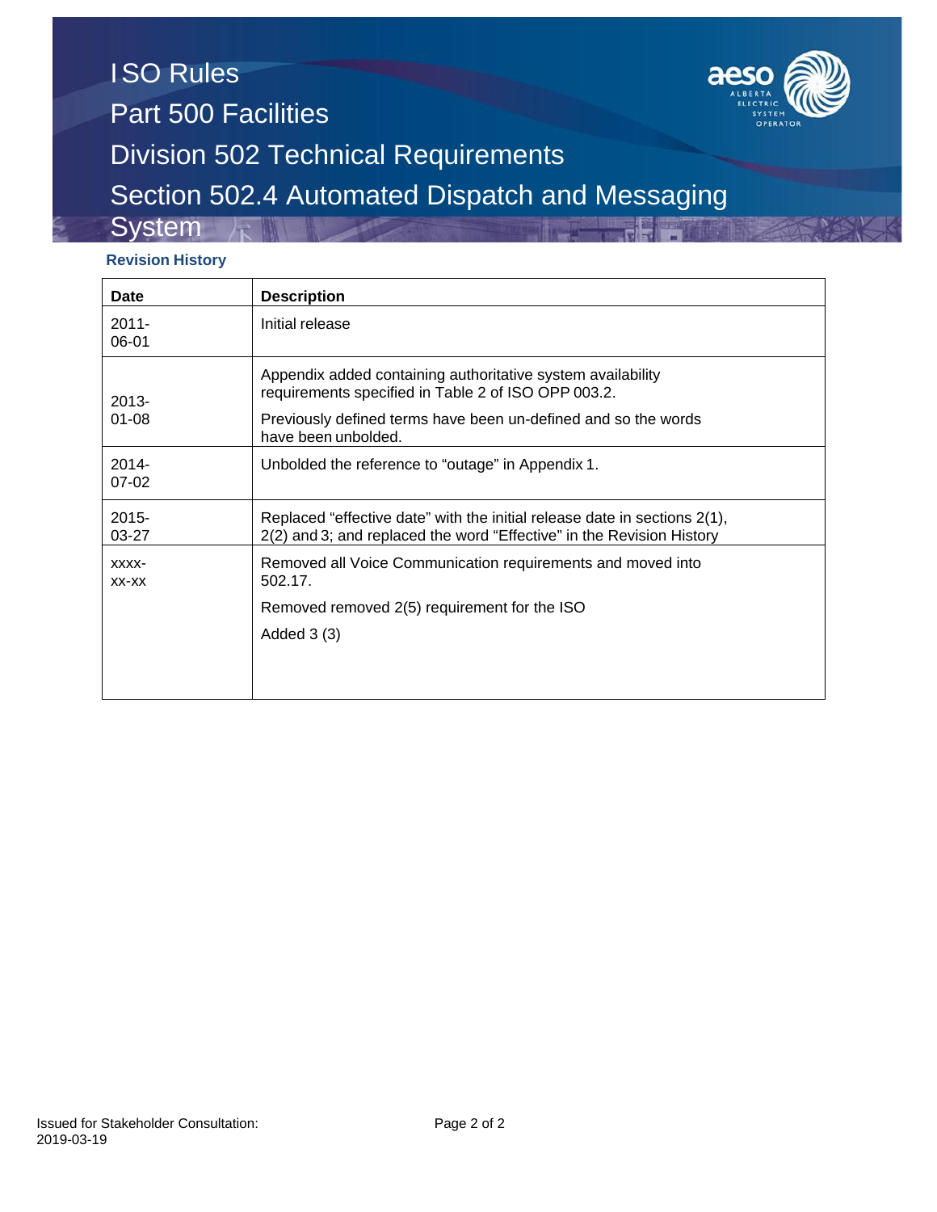# ISO Rules
## Part 500 Facilities
## Division 502 Technical Requirements
## Section 502.4 Automated Dispatch and Messaging System

**Revision History**

| Date | Description |
|---|---|
| 2011-06-01 | Initial release |
| 2013-01-08 | Appendix added containing authoritative system availability requirements specified in Table 2 of ISO OPP 003.2.<br><br>Previously defined terms have been un-defined and so the words have been unbolded. |
| 2014-07-02 | Unbolded the reference to "outage" in Appendix 1. |
| 2015-03-27 | Replaced "effective date" with the initial release date in sections 2(1), 2(2) and 3; and replaced the word "Effective" in the Revision History |
| xxxx-xx-xx | Removed all Voice Communication requirements and moved into 502.17.<br><br>Removed removed 2(5) requirement for the ISO<br><br>Added 3 (3) |

Issued for Stakeholder Consultation: 2019-03-19